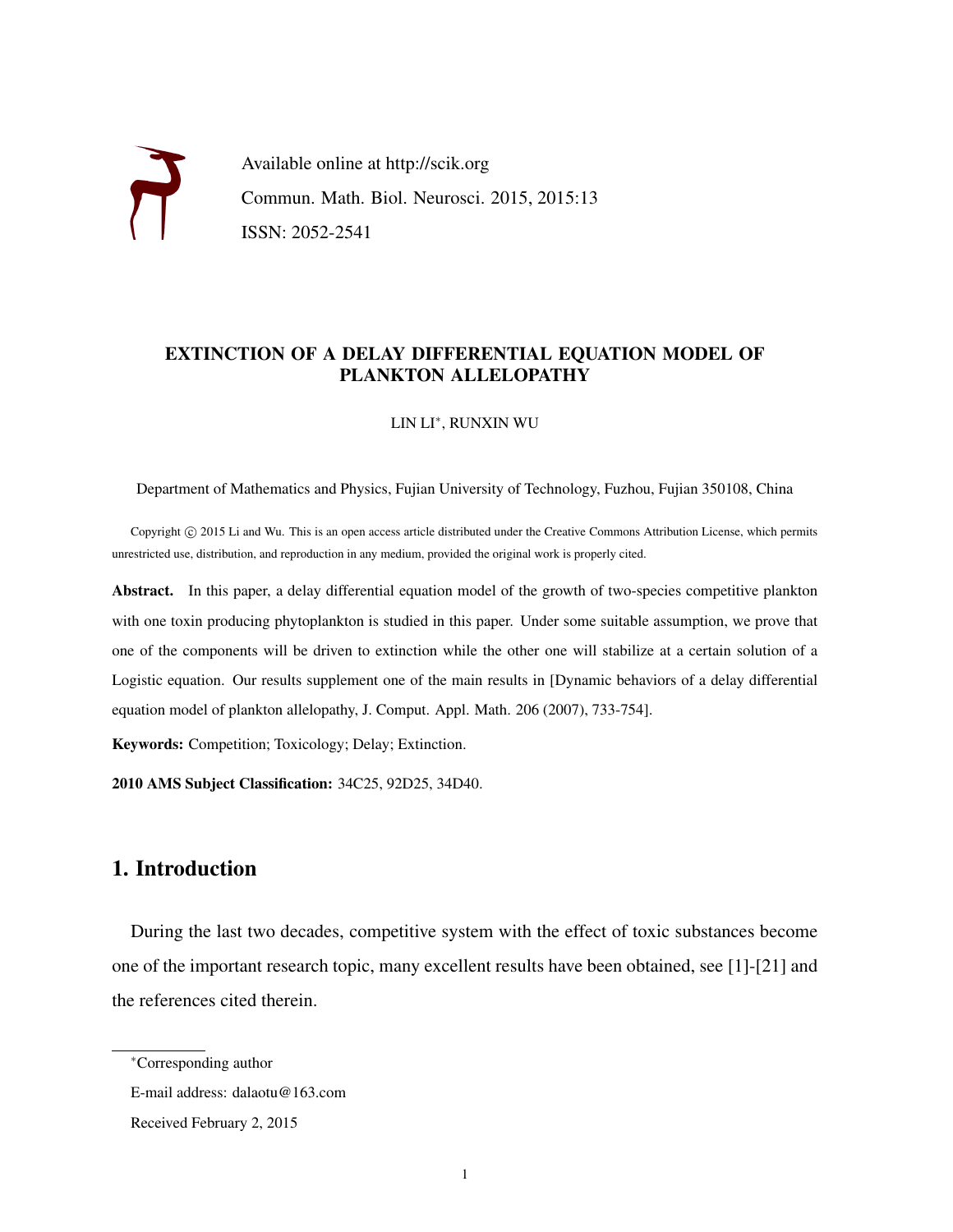Available online at http://scik.org

Commun. Math. Biol. Neurosci. 2015, 2015:13

ISSN: 2052-2541

# EXTINCTION OF A DELAY DIFFERENTIAL EQUATION MODEL OF PLANKTON ALLELOPATHY

LIN LI*, RUNXIN WU

Department of Mathematics and Physics, Fujian University of Technology, Fuzhou, Fujian 350108, China

Copyright © 2015 Li and Wu. This is an open access article distributed under the Creative Commons Attribution License, which permits unrestricted use, distribution, and reproduction in any medium, provided the original work is properly cited.

**Abstract.** In this paper, a delay differential equation model of the growth of two-species competitive plankton with one toxin producing phytoplankton is studied in this paper. Under some suitable assumption, we prove that one of the components will be driven to extinction while the other one will stabilize at a certain solution of a Logistic equation. Our results supplement one of the main results in [Dynamic behaviors of a delay differential equation model of plankton allelopathy, J. Comput. Appl. Math. 206 (2007), 733-754].

**Keywords:** Competition; Toxicology; Delay; Extinction.

**2010 AMS Subject Classification:** 34C25, 92D25, 34D40.

## 1. Introduction

During the last two decades, competitive system with the effect of toxic substances become one of the important research topic, many excellent results have been obtained, see [1]-[21] and the references cited therein.

*Corresponding author

E-mail address: dalaotu@163.com

Received February 2, 2015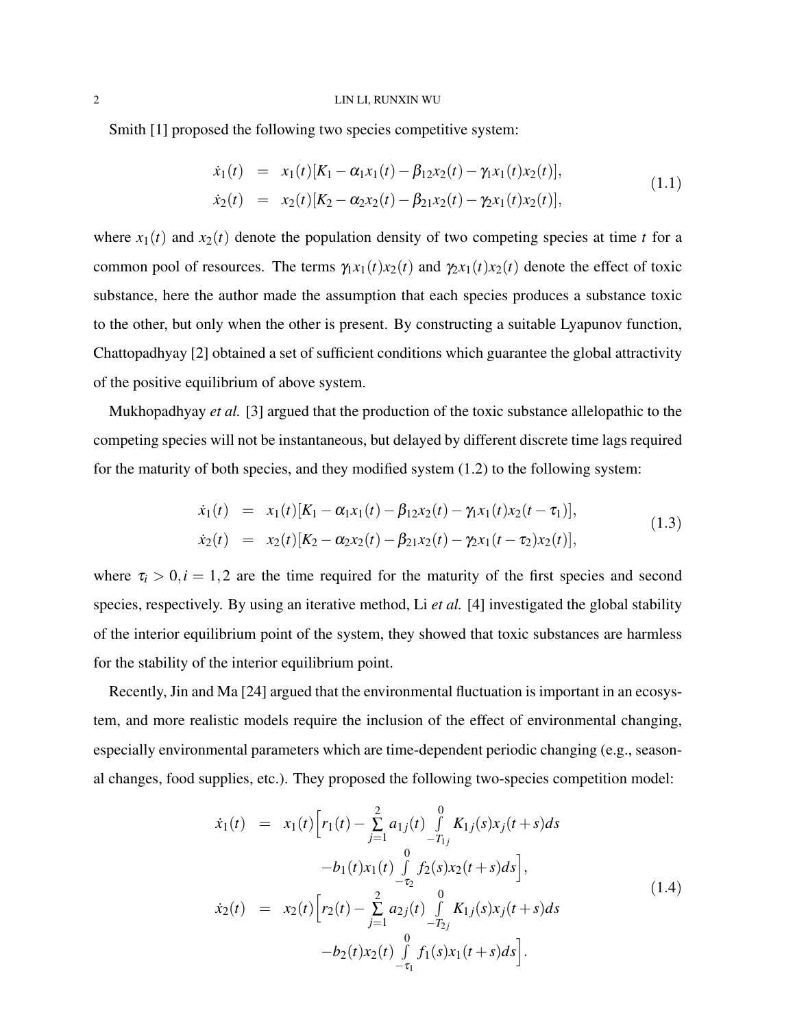Smith [1] proposed the following two species competitive system:

$$
\begin{aligned}
\dot{x}_1(t) &= x_1(t)[K_1 - \alpha_1 x_1(t) - \beta_{12} x_2(t) - \gamma_1 x_1(t) x_2(t)],\\
\dot{x}_2(t) &= x_2(t)[K_2 - \alpha_2 x_2(t) - \beta_{21} x_2(t) - \gamma_2 x_1(t) x_2(t)],
\end{aligned}
\tag{1.1}
$$

where $x_1(t)$ and $x_2(t)$ denote the population density of two competing species at time $t$ for a common pool of resources. The terms $\gamma_1 x_1(t)x_2(t)$ and $\gamma_2 x_1(t)x_2(t)$ denote the effect of toxic substance, here the author made the assumption that each species produces a substance toxic to the other, but only when the other is present. By constructing a suitable Lyapunov function, Chattopadhyay [2] obtained a set of sufficient conditions which guarantee the global attractivity of the positive equilibrium of above system.

Mukhopadhyay *et al.* [3] argued that the production of the toxic substance allelopathic to the competing species will not be instantaneous, but delayed by different discrete time lags required for the maturity of both species, and they modified system (1.2) to the following system:

$$
\begin{aligned}
\dot{x}_1(t) &= x_1(t)[K_1 - \alpha_1 x_1(t) - \beta_{12} x_2(t) - \gamma_1 x_1(t) x_2(t-\tau_1)],\\
\dot{x}_2(t) &= x_2(t)[K_2 - \alpha_2 x_2(t) - \beta_{21} x_2(t) - \gamma_2 x_1(t-\tau_2) x_2(t)],
\end{aligned}
\tag{1.3}
$$

where $\tau_i > 0, i = 1,2$ are the time required for the maturity of the first species and second species, respectively. By using an iterative method, Li *et al.* [4] investigated the global stability of the interior equilibrium point of the system, they showed that toxic substances are harmless for the stability of the interior equilibrium point.

Recently, Jin and Ma [24] argued that the environmental fluctuation is important in an ecosystem, and more realistic models require the inclusion of the effect of environmental changing, especially environmental parameters which are time-dependent periodic changing (e.g., seasonal changes, food supplies, etc.). They proposed the following two-species competition model:

$$
\begin{aligned}
\dot{x}_1(t) &= x_1(t)\Big[r_1(t) - \sum_{j=1}^{2} a_{1j}(t) \int_{-T_{1j}}^{0} K_{1j}(s) x_j(t+s)ds\\
&\qquad - b_1(t) x_1(t) \int_{-\tau_2}^{0} f_2(s) x_2(t+s)ds\Big],\\
\dot{x}_2(t) &= x_2(t)\Big[r_2(t) - \sum_{j=1}^{2} a_{2j}(t) \int_{-T_{2j}}^{0} K_{1j}(s) x_j(t+s)ds\\
&\qquad - b_2(t) x_2(t) \int_{-\tau_1}^{0} f_1(s) x_1(t+s)ds\Big].
\end{aligned}
\tag{1.4}
$$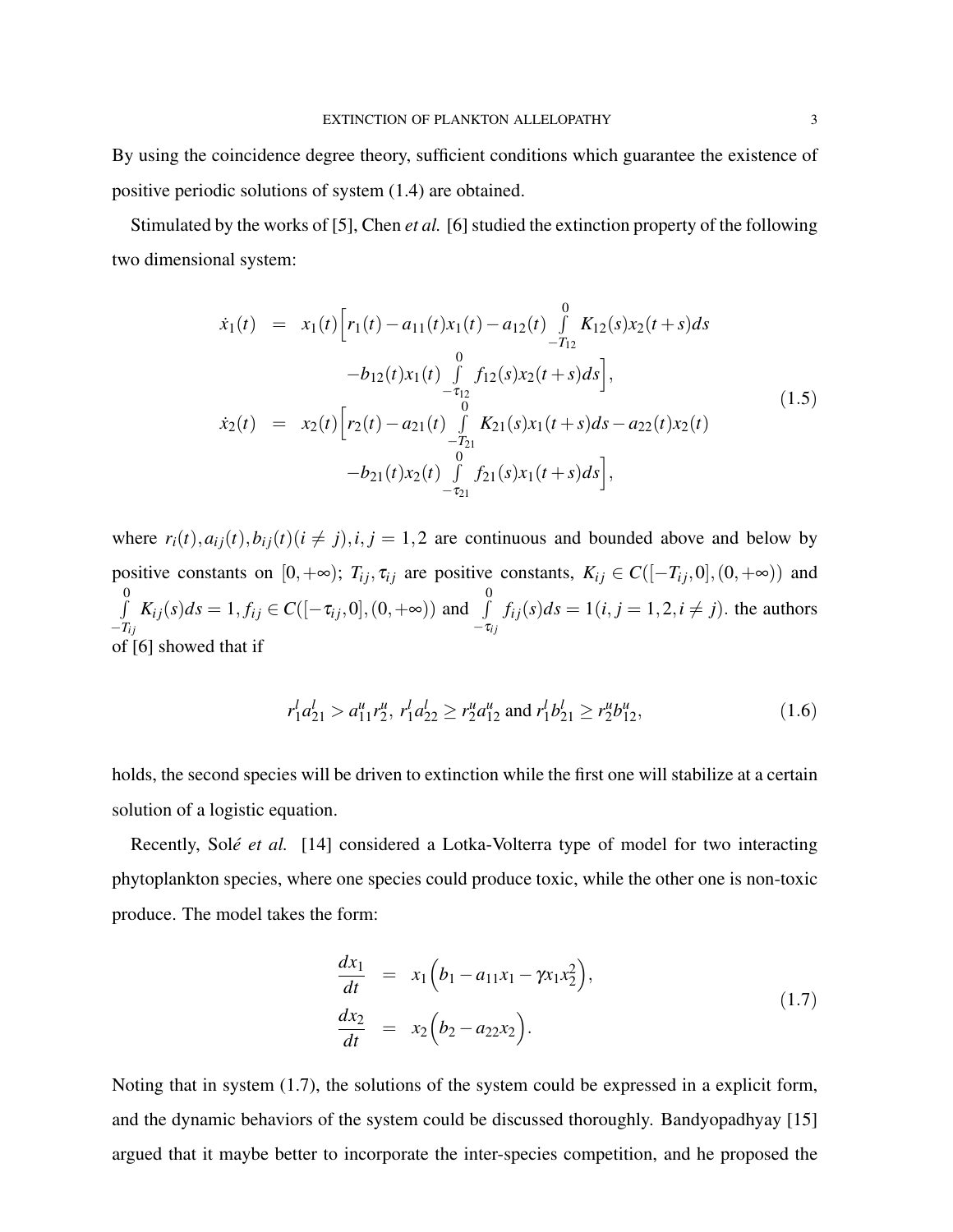By using the coincidence degree theory, sufficient conditions which guarantee the existence of positive periodic solutions of system (1.4) are obtained.

Stimulated by the works of [5], Chen *et al.* [6] studied the extinction property of the following two dimensional system:

$$
\begin{aligned}
\dot{x}_1(t) &= x_1(t)\Big[r_1(t) - a_{11}(t)x_1(t) - a_{12}(t)\int_{-T_{12}}^{0} K_{12}(s)x_2(t+s)ds \\
&\qquad - b_{12}(t)x_1(t)\int_{-\tau_{12}}^{0} f_{12}(s)x_2(t+s)ds\Big], \\
\dot{x}_2(t) &= x_2(t)\Big[r_2(t) - a_{21}(t)\int_{-T_{21}}^{0} K_{21}(s)x_1(t+s)ds - a_{22}(t)x_2(t) \\
&\qquad - b_{21}(t)x_2(t)\int_{-\tau_{21}}^{0} f_{21}(s)x_1(t+s)ds\Big],
\end{aligned}
\tag{1.5}
$$

where $r_i(t), a_{ij}(t), b_{ij}(t) (i \neq j), i, j = 1, 2$ are continuous and bounded above and below by positive constants on $[0, +\infty)$; $T_{ij}, \tau_{ij}$ are positive constants, $K_{ij} \in C([-T_{ij}, 0], (0, +\infty))$ and $\int_{-T_{ij}}^{0} K_{ij}(s)ds = 1, f_{ij} \in C([-\tau_{ij}, 0], (0, +\infty))$ and $\int_{-\tau_{ij}}^{0} f_{ij}(s)ds = 1 (i, j = 1, 2, i \neq j)$. the authors of [6] showed that if

$$
r_1^l a_{21}^l > a_{11}^u r_2^u,\ r_1^l a_{22}^l \geq r_2^u a_{12}^u \text{ and } r_1^l b_{21}^l \geq r_2^u b_{12}^u, \tag{1.6}
$$

holds, the second species will be driven to extinction while the first one will stabilize at a certain solution of a logistic equation.

Recently, Solé *et al.* [14] considered a Lotka-Volterra type of model for two interacting phytoplankton species, where one species could produce toxic, while the other one is non-toxic produce. The model takes the form:

$$
\begin{aligned}
\frac{dx_1}{dt} &= x_1\Big(b_1 - a_{11}x_1 - \gamma x_1 x_2^2\Big), \\
\frac{dx_2}{dt} &= x_2\Big(b_2 - a_{22}x_2\Big).
\end{aligned}
\tag{1.7}
$$

Noting that in system (1.7), the solutions of the system could be expressed in a explicit form, and the dynamic behaviors of the system could be discussed thoroughly. Bandyopadhyay [15] argued that it maybe better to incorporate the inter-species competition, and he proposed the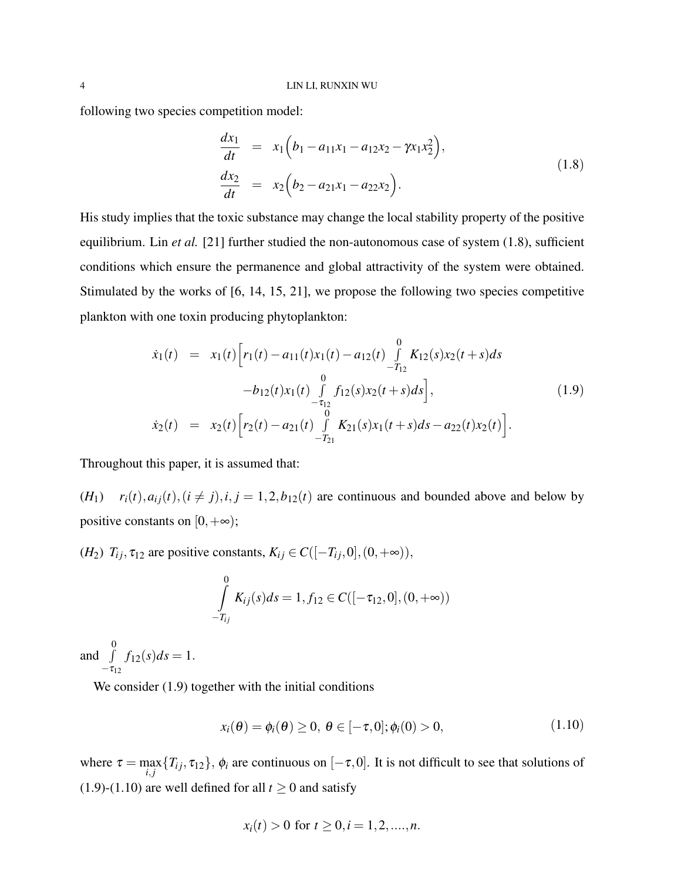following two species competition model:

$$
\begin{aligned}
\frac{dx_1}{dt} &= x_1\Big(b_1 - a_{11}x_1 - a_{12}x_2 - \gamma x_1 x_2^2\Big), \\
\frac{dx_2}{dt} &= x_2\Big(b_2 - a_{21}x_1 - a_{22}x_2\Big).
\end{aligned}
\tag{1.8}
$$

His study implies that the toxic substance may change the local stability property of the positive equilibrium. Lin *et al.* [21] further studied the non-autonomous case of system (1.8), sufficient conditions which ensure the permanence and global attractivity of the system were obtained. Stimulated by the works of [6, 14, 15, 21], we propose the following two species competitive plankton with one toxin producing phytoplankton:

$$
\begin{aligned}
\dot{x}_1(t) &= x_1(t)\Big[r_1(t) - a_{11}(t)x_1(t) - a_{12}(t)\int_{-T_{12}}^{0} K_{12}(s)x_2(t+s)ds \\
&\qquad - b_{12}(t)x_1(t)\int_{-\tau_{12}}^{0} f_{12}(s)x_2(t+s)ds\Big], \\
\dot{x}_2(t) &= x_2(t)\Big[r_2(t) - a_{21}(t)\int_{-T_{21}}^{0} K_{21}(s)x_1(t+s)ds - a_{22}(t)x_2(t)\Big].
\end{aligned}
\tag{1.9}
$$

Throughout this paper, it is assumed that:

$(H_1)$ $r_i(t), a_{ij}(t), (i \neq j), i, j = 1, 2, b_{12}(t)$ are continuous and bounded above and below by positive constants on $[0, +\infty)$;

$(H_2)$ $T_{ij}, \tau_{12}$ are positive constants, $K_{ij} \in C([-T_{ij}, 0], (0, +\infty))$,

$$
\int_{-T_{ij}}^{0} K_{ij}(s)ds = 1, f_{12} \in C([-\tau_{12}, 0], (0, +\infty))
$$

and $\int_{-\tau_{12}}^{0} f_{12}(s)ds = 1$.

We consider (1.9) together with the initial conditions

$$
x_i(\theta) = \phi_i(\theta) \geq 0,\ \theta \in [-\tau, 0]; \phi_i(0) > 0, \tag{1.10}
$$

where $\tau = \max_{i,j}\{T_{ij}, \tau_{12}\}$, $\phi_i$ are continuous on $[-\tau, 0]$. It is not difficult to see that solutions of (1.9)-(1.10) are well defined for all $t \geq 0$ and satisfy

$$
x_i(t) > 0 \text{ for } t \geq 0, i = 1, 2, ...., n.
$$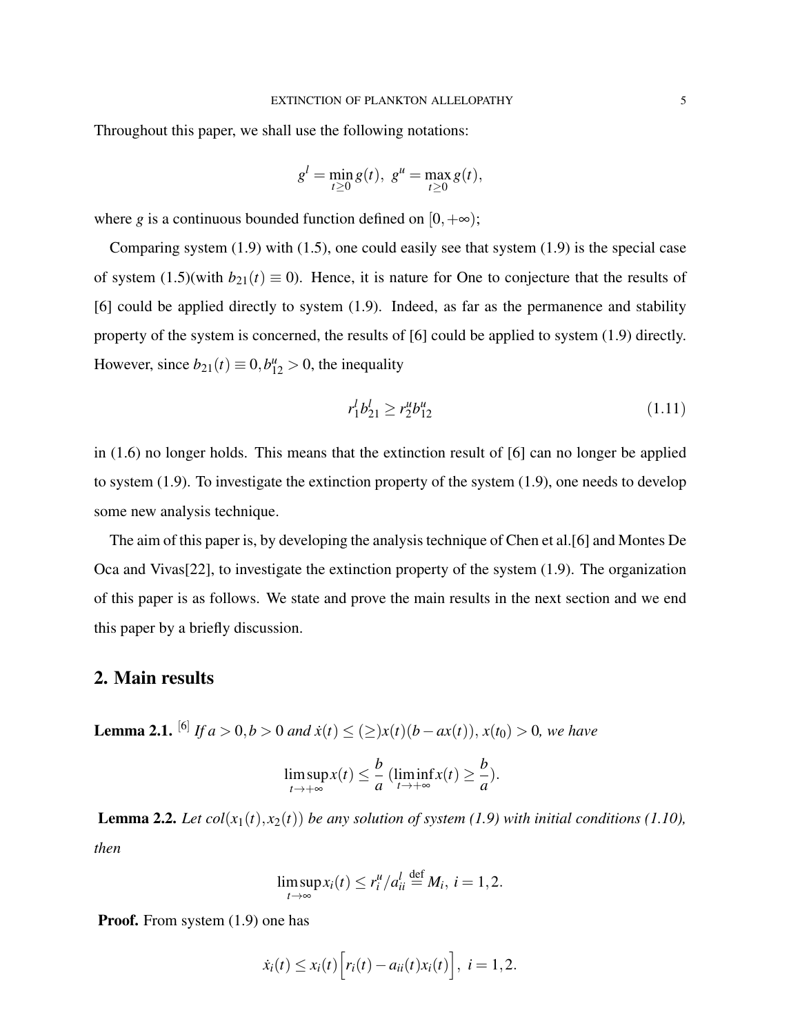Throughout this paper, we shall use the following notations:

$$g^l = \min_{t\geq 0} g(t),\ g^u = \max_{t\geq 0} g(t),$$

where $g$ is a continuous bounded function defined on $[0,+\infty)$;

Comparing system (1.9) with (1.5), one could easily see that system (1.9) is the special case of system (1.5)(with $b_{21}(t)\equiv 0$). Hence, it is nature for One to conjecture that the results of [6] could be applied directly to system (1.9). Indeed, as far as the permanence and stability property of the system is concerned, the results of [6] could be applied to system (1.9) directly. However, since $b_{21}(t)\equiv 0, b_{12}^u > 0$, the inequality

$$r_1^l b_{21}^l \geq r_2^u b_{12}^u \tag{1.11}$$

in (1.6) no longer holds. This means that the extinction result of [6] can no longer be applied to system (1.9). To investigate the extinction property of the system (1.9), one needs to develop some new analysis technique.

The aim of this paper is, by developing the analysis technique of Chen et al.[6] and Montes De Oca and Vivas[22], to investigate the extinction property of the system (1.9). The organization of this paper is as follows. We state and prove the main results in the next section and we end this paper by a briefly discussion.

## 2. Main results

**Lemma 2.1.** [6] *If $a > 0, b > 0$ and $\dot{x}(t) \leq (\geq) x(t)(b - ax(t))$, $x(t_0) > 0$, we have*

$$\limsup_{t\to+\infty} x(t) \leq \frac{b}{a}\ (\liminf_{t\to+\infty} x(t) \geq \frac{b}{a}).$$

**Lemma 2.2.** *Let $col(x_1(t),x_2(t))$ be any solution of system (1.9) with initial conditions (1.10), then*

$$\limsup_{t\to\infty} x_i(t) \leq r_i^u / a_{ii}^l \stackrel{\text{def}}{=} M_i,\ i = 1,2.$$

**Proof.** From system (1.9) one has

$$\dot{x}_i(t) \leq x_i(t)\Big[r_i(t) - a_{ii}(t)x_i(t)\Big],\ i = 1,2.$$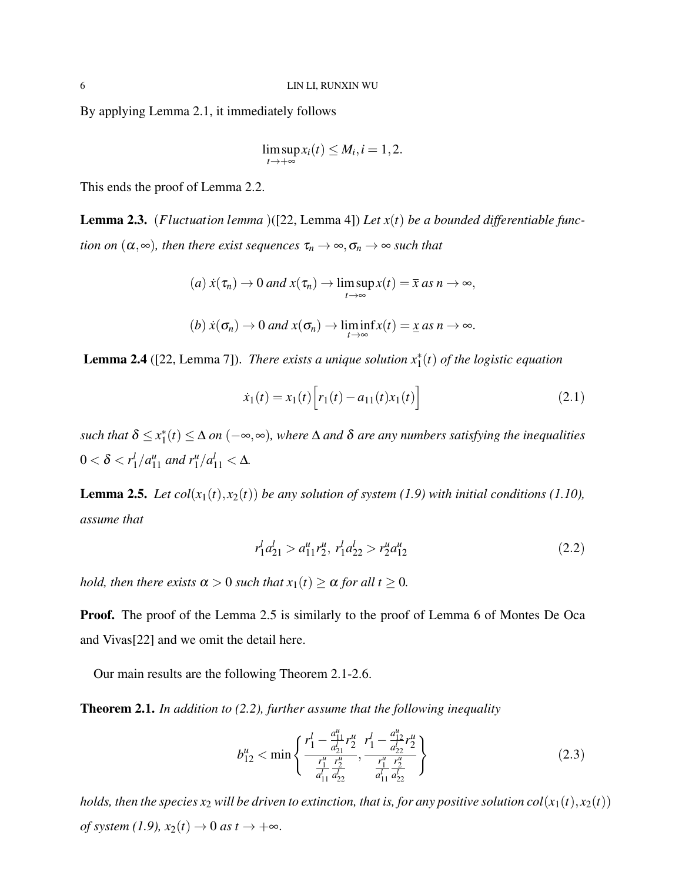By applying Lemma 2.1, it immediately follows

$$\limsup_{t\to+\infty} x_i(t) \le M_i, i = 1,2.$$

This ends the proof of Lemma 2.2.

**Lemma 2.3.** ($Fluctuation\ lemma$)([22, Lemma 4]) *Let $x(t)$ be a bounded differentiable function on $(\alpha,\infty)$, then there exist sequences $\tau_n \to \infty, \sigma_n \to \infty$ such that*

$$(a)\ \dot{x}(\tau_n) \to 0 \text{ and } x(\tau_n) \to \limsup_{t\to\infty} x(t) = \overline{x} \text{ as } n \to \infty,$$

$$(b)\ \dot{x}(\sigma_n) \to 0 \text{ and } x(\sigma_n) \to \liminf_{t\to\infty} x(t) = \underline{x} \text{ as } n \to \infty.$$

**Lemma 2.4** ([22, Lemma 7]). *There exists a unique solution $x_1^*(t)$ of the logistic equation*

$$\dot{x}_1(t) = x_1(t)\Big[r_1(t) - a_{11}(t)x_1(t)\Big] \tag{2.1}$$

*such that $\delta \le x_1^*(t) \le \Delta$ on $(-\infty,\infty)$, where $\Delta$ and $\delta$ are any numbers satisfying the inequalities $0 < \delta < r_1^l/a_{11}^u$ and $r_1^u/a_{11}^l < \Delta$.*

**Lemma 2.5.** *Let $col(x_1(t),x_2(t))$ be any solution of system (1.9) with initial conditions (1.10), assume that*

$$r_1^l a_{21}^l > a_{11}^u r_2^u,\ r_1^l a_{22}^l > r_2^u a_{12}^u \tag{2.2}$$

*hold, then there exists $\alpha > 0$ such that $x_1(t) \ge \alpha$ for all $t \ge 0$.*

**Proof.** The proof of the Lemma 2.5 is similarly to the proof of Lemma 6 of Montes De Oca and Vivas[22] and we omit the detail here.

Our main results are the following Theorem 2.1-2.6.

**Theorem 2.1.** *In addition to (2.2), further assume that the following inequality*

$$b_{12}^u < \min\left\{ \frac{r_1^l - \frac{a_{11}^u}{a_{21}^l} r_2^u}{\frac{r_1^u}{a_{11}^l}\frac{r_2^u}{a_{22}^l}}, \frac{r_1^l - \frac{a_{12}^u}{a_{22}^l} r_2^u}{\frac{r_1^u}{a_{11}^l}\frac{r_2^u}{a_{22}^l}} \right\} \tag{2.3}$$

*holds, then the species $x_2$ will be driven to extinction, that is, for any positive solution $col(x_1(t),x_2(t))$ of system (1.9), $x_2(t) \to 0$ as $t \to +\infty$.*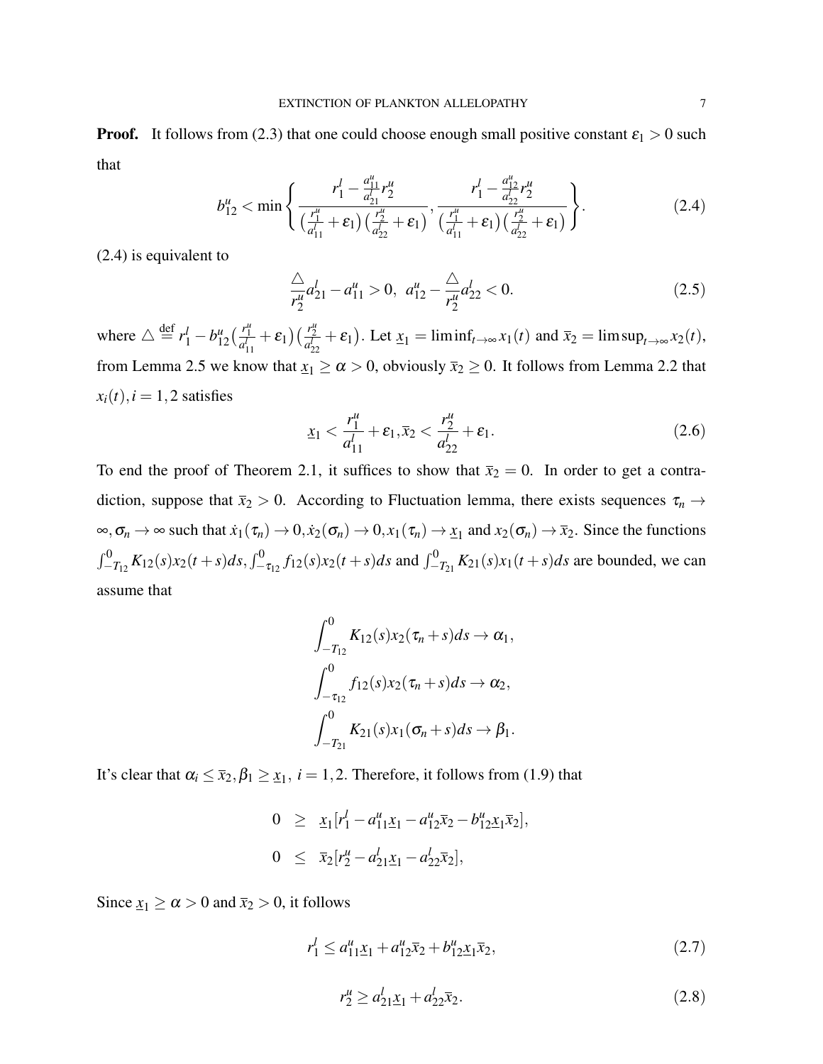**Proof.** It follows from (2.3) that one could choose enough small positive constant $\varepsilon_1 > 0$ such that

$$b_{12}^u < \min\left\{ \frac{r_1^l - \frac{a_{11}^u}{a_{21}^l} r_2^u}{\left(\frac{r_1^u}{a_{11}^l} + \varepsilon_1\right)\left(\frac{r_2^u}{a_{22}^l} + \varepsilon_1\right)}, \frac{r_1^l - \frac{a_{12}^u}{a_{22}^l} r_2^u}{\left(\frac{r_1^u}{a_{11}^l} + \varepsilon_1\right)\left(\frac{r_2^u}{a_{22}^l} + \varepsilon_1\right)} \right\}. \tag{2.4}$$

(2.4) is equivalent to

$$\frac{\triangle}{r_2^u} a_{21}^l - a_{11}^u > 0, \;\; a_{12}^u - \frac{\triangle}{r_2^u} a_{22}^l < 0. \tag{2.5}$$

where $\triangle \overset{\text{def}}{=} r_1^l - b_{12}^u\left(\frac{r_1^u}{a_{11}^l} + \varepsilon_1\right)\left(\frac{r_2^u}{a_{22}^l} + \varepsilon_1\right)$. Let $\underline{x}_1 = \liminf_{t\to\infty} x_1(t)$ and $\overline{x}_2 = \limsup_{t\to\infty} x_2(t)$, from Lemma 2.5 we know that $\underline{x}_1 \geq \alpha > 0$, obviously $\overline{x}_2 \geq 0$. It follows from Lemma 2.2 that $x_i(t), i = 1,2$ satisfies

$$\underline{x}_1 < \frac{r_1^u}{a_{11}^l} + \varepsilon_1, \overline{x}_2 < \frac{r_2^u}{a_{22}^l} + \varepsilon_1. \tag{2.6}$$

To end the proof of Theorem 2.1, it suffices to show that $\overline{x}_2 = 0$. In order to get a contradiction, suppose that $\overline{x}_2 > 0$. According to Fluctuation lemma, there exists sequences $\tau_n \to \infty, \sigma_n \to \infty$ such that $\dot{x}_1(\tau_n) \to 0, \dot{x}_2(\sigma_n) \to 0, x_1(\tau_n) \to \underline{x}_1$ and $x_2(\sigma_n) \to \overline{x}_2$. Since the functions $\int_{-T_{12}}^0 K_{12}(s)x_2(t+s)ds, \int_{-\tau_{12}}^0 f_{12}(s)x_2(t+s)ds$ and $\int_{-T_{21}}^0 K_{21}(s)x_1(t+s)ds$ are bounded, we can assume that

$$\int_{-T_{12}}^0 K_{12}(s)x_2(\tau_n+s)ds \to \alpha_1,$$
$$\int_{-\tau_{12}}^0 f_{12}(s)x_2(\tau_n+s)ds \to \alpha_2,$$
$$\int_{-T_{21}}^0 K_{21}(s)x_1(\sigma_n+s)ds \to \beta_1.$$

It's clear that $\alpha_i \leq \overline{x}_2, \beta_1 \geq \underline{x}_1$, $i = 1,2$. Therefore, it follows from (1.9) that

$$\begin{aligned} 0 &\geq \underline{x}_1[r_1^l - a_{11}^u\underline{x}_1 - a_{12}^u\overline{x}_2 - b_{12}^u\underline{x}_1\overline{x}_2], \\ 0 &\leq \overline{x}_2[r_2^u - a_{21}^l\underline{x}_1 - a_{22}^l\overline{x}_2], \end{aligned}$$

Since $\underline{x}_1 \geq \alpha > 0$ and $\overline{x}_2 > 0$, it follows

$$r_1^l \leq a_{11}^u\underline{x}_1 + a_{12}^u\overline{x}_2 + b_{12}^u\underline{x}_1\overline{x}_2, \tag{2.7}$$

$$r_2^u \geq a_{21}^l\underline{x}_1 + a_{22}^l\overline{x}_2. \tag{2.8}$$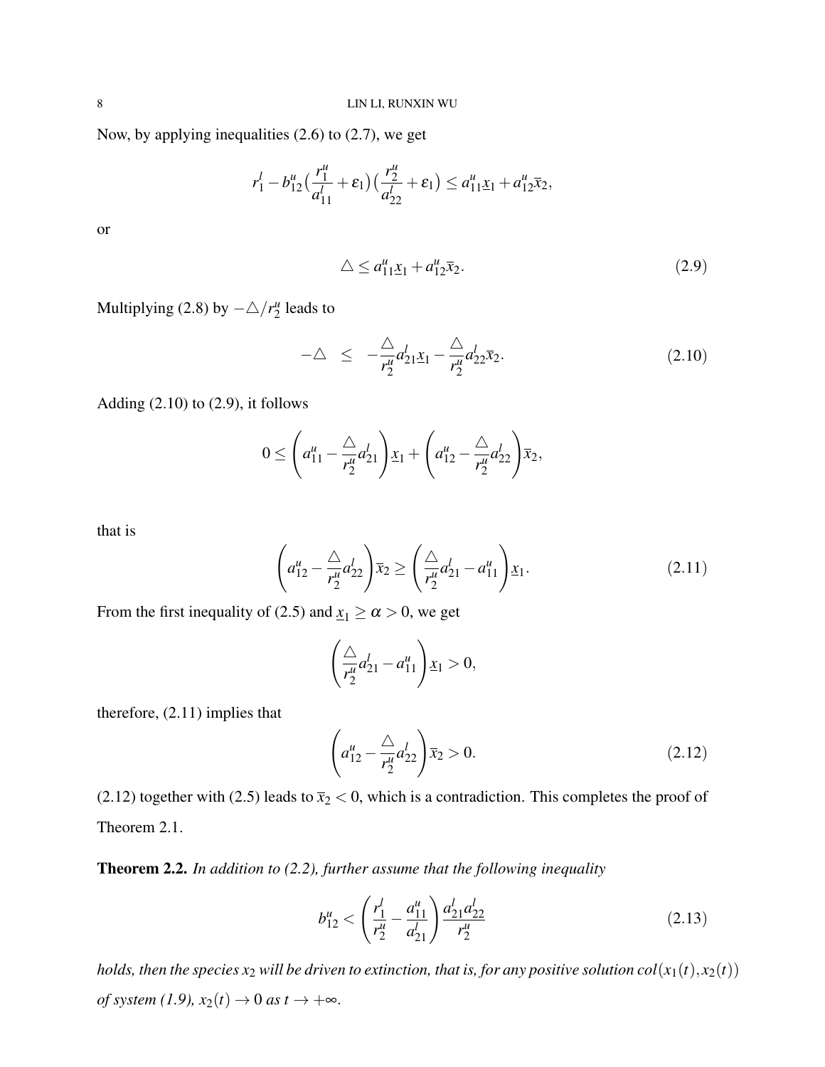Now, by applying inequalities (2.6) to (2.7), we get

$$r_1^l - b_{12}^u\big(\frac{r_1^u}{a_{11}^l}+\varepsilon_1\big)\big(\frac{r_2^u}{a_{22}^l}+\varepsilon_1\big) \leq a_{11}^u \underline{x}_1 + a_{12}^u \overline{x}_2,$$

or

$$\triangle \leq a_{11}^u \underline{x}_1 + a_{12}^u \overline{x}_2. \tag{2.9}$$

Multiplying (2.8) by $-\triangle/r_2^u$ leads to

$$-\triangle \quad \leq \quad -\frac{\triangle}{r_2^u} a_{21}^l \underline{x}_1 - \frac{\triangle}{r_2^u} a_{22}^l \overline{x}_2. \tag{2.10}$$

Adding (2.10) to (2.9), it follows

$$0 \leq \left(a_{11}^u - \frac{\triangle}{r_2^u} a_{21}^l\right)\underline{x}_1 + \left(a_{12}^u - \frac{\triangle}{r_2^u} a_{22}^l\right)\overline{x}_2,$$

that is

$$\left(a_{12}^u - \frac{\triangle}{r_2^u} a_{22}^l\right)\overline{x}_2 \geq \left(\frac{\triangle}{r_2^u} a_{21}^l - a_{11}^u\right)\underline{x}_1. \tag{2.11}$$

From the first inequality of (2.5) and $\underline{x}_1 \geq \alpha > 0$, we get

$$\left(\frac{\triangle}{r_2^u} a_{21}^l - a_{11}^u\right)\underline{x}_1 > 0,$$

therefore, (2.11) implies that

$$\left(a_{12}^u - \frac{\triangle}{r_2^u} a_{22}^l\right)\overline{x}_2 > 0. \tag{2.12}$$

(2.12) together with (2.5) leads to $\overline{x}_2 < 0$, which is a contradiction. This completes the proof of Theorem 2.1.

**Theorem 2.2.** *In addition to (2.2), further assume that the following inequality*

$$b_{12}^u < \left(\frac{r_1^l}{r_2^u} - \frac{a_{11}^u}{a_{21}^l}\right)\frac{a_{21}^l a_{22}^l}{r_2^u} \tag{2.13}$$

*holds, then the species $x_2$ will be driven to extinction, that is, for any positive solution $col(x_1(t), x_2(t))$ of system (1.9), $x_2(t) \to 0$ as $t \to +\infty$.*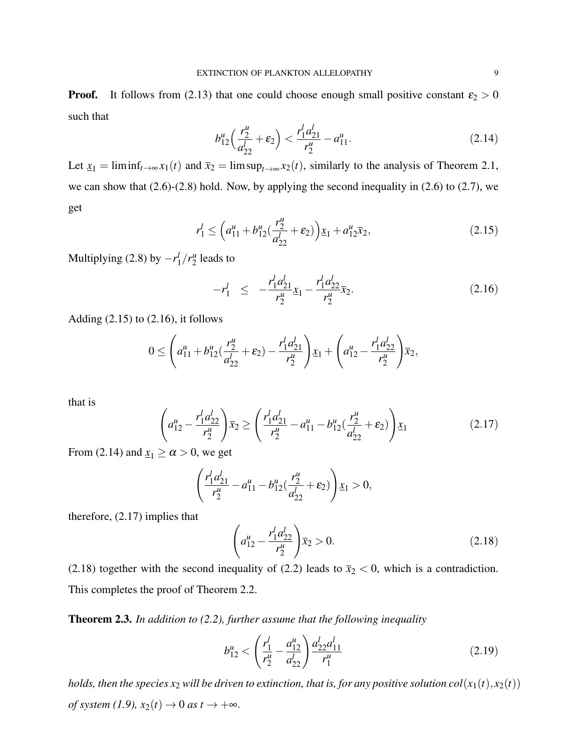**Proof.** It follows from (2.13) that one could choose enough small positive constant $\varepsilon_2 > 0$ such that

$$b_{12}^u\Big(\frac{r_2^u}{a_{22}^l}+\varepsilon_2\Big) < \frac{r_1^l a_{21}^l}{r_2^u} - a_{11}^u. \tag{2.14}$$

Let $\underline{x}_1 = \liminf_{t\to\infty} x_1(t)$ and $\overline{x}_2 = \limsup_{t\to\infty} x_2(t)$, similarly to the analysis of Theorem 2.1, we can show that (2.6)-(2.8) hold. Now, by applying the second inequality in (2.6) to (2.7), we get

$$r_1^l \le \Big(a_{11}^u + b_{12}^u(\frac{r_2^u}{a_{22}^l}+\varepsilon_2)\Big)\underline{x}_1 + a_{12}^u\overline{x}_2, \tag{2.15}$$

Multiplying (2.8) by $-r_1^l/r_2^u$ leads to

$$-r_1^l \;\; \le \;\; -\frac{r_1^l a_{21}^l}{r_2^u}\underline{x}_1 - \frac{r_1^l a_{22}^l}{r_2^u}\overline{x}_2. \tag{2.16}$$

Adding (2.15) to (2.16), it follows

$$0 \le \left(a_{11}^u + b_{12}^u(\frac{r_2^u}{a_{22}^l}+\varepsilon_2) - \frac{r_1^l a_{21}^l}{r_2^u}\right)\underline{x}_1 + \left(a_{12}^u - \frac{r_1^l a_{22}^l}{r_2^u}\right)\overline{x}_2,$$

that is

$$\left(a_{12}^u - \frac{r_1^l a_{22}^l}{r_2^u}\right)\overline{x}_2 \ge \left(\frac{r_1^l a_{21}^l}{r_2^u} - a_{11}^u - b_{12}^u(\frac{r_2^u}{a_{22}^l}+\varepsilon_2)\right)\underline{x}_1 \tag{2.17}$$

From (2.14) and $\underline{x}_1 \ge \alpha > 0$, we get

$$\left(\frac{r_1^l a_{21}^l}{r_2^u} - a_{11}^u - b_{12}^u(\frac{r_2^u}{a_{22}^l}+\varepsilon_2)\right)\underline{x}_1 > 0,$$

therefore, (2.17) implies that

$$\left(a_{12}^u - \frac{r_1^l a_{22}^l}{r_2^u}\right)\overline{x}_2 > 0. \tag{2.18}$$

(2.18) together with the second inequality of (2.2) leads to $\overline{x}_2 < 0$, which is a contradiction. This completes the proof of Theorem 2.2.

**Theorem 2.3.** *In addition to (2.2), further assume that the following inequality*

$$b_{12}^u < \left(\frac{r_1^l}{r_2^u} - \frac{a_{12}^u}{a_{22}^l}\right)\frac{a_{22}^l a_{11}^l}{r_1^u} \tag{2.19}$$

*holds, then the species $x_2$ will be driven to extinction, that is, for any positive solution $col(x_1(t), x_2(t))$ of system (1.9), $x_2(t) \to 0$ as $t \to +\infty$.*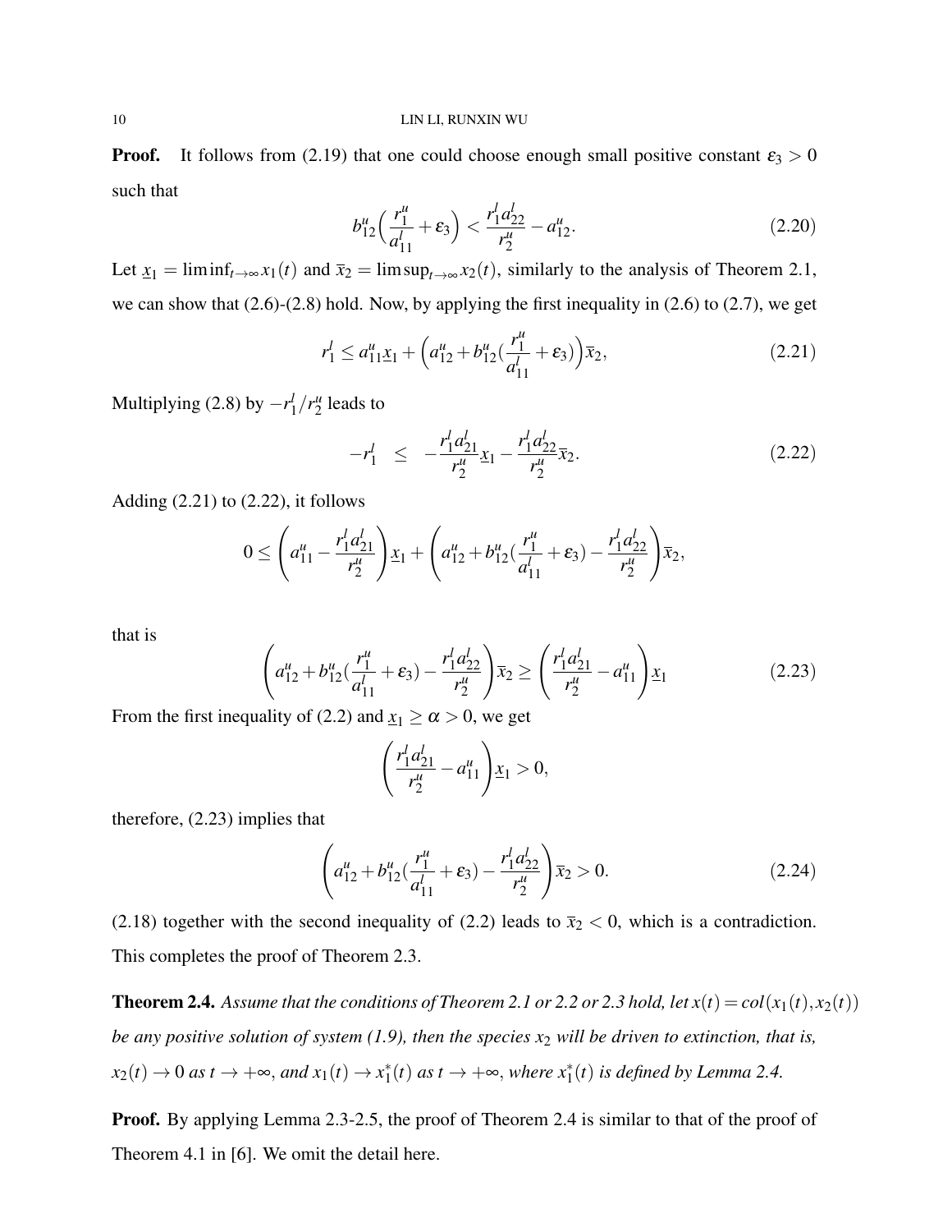**Proof.** It follows from (2.19) that one could choose enough small positive constant $\varepsilon_3 > 0$ such that

$$b_{12}^u\Big(\frac{r_1^u}{a_{11}^l}+\varepsilon_3\Big) < \frac{r_1^l a_{22}^l}{r_2^u} - a_{12}^u. \tag{2.20}$$

Let $\underline{x}_1 = \liminf_{t\to\infty} x_1(t)$ and $\bar{x}_2 = \limsup_{t\to\infty} x_2(t)$, similarly to the analysis of Theorem 2.1, we can show that (2.6)-(2.8) hold. Now, by applying the first inequality in (2.6) to (2.7), we get

$$r_1^l \le a_{11}^u \underline{x}_1 + \Big(a_{12}^u + b_{12}^u(\frac{r_1^u}{a_{11}^l}+\varepsilon_3)\Big)\bar{x}_2, \tag{2.21}$$

Multiplying (2.8) by $-r_1^l/r_2^u$ leads to

$$-r_1^l \quad \le \quad -\frac{r_1^l a_{21}^l}{r_2^u}\underline{x}_1 - \frac{r_1^l a_{22}^l}{r_2^u}\bar{x}_2. \tag{2.22}$$

Adding (2.21) to (2.22), it follows

$$0 \le \left(a_{11}^u - \frac{r_1^l a_{21}^l}{r_2^u}\right)\underline{x}_1 + \left(a_{12}^u + b_{12}^u(\frac{r_1^u}{a_{11}^l}+\varepsilon_3) - \frac{r_1^l a_{22}^l}{r_2^u}\right)\bar{x}_2,$$

that is

$$\left(a_{12}^u + b_{12}^u(\frac{r_1^u}{a_{11}^l}+\varepsilon_3) - \frac{r_1^l a_{22}^l}{r_2^u}\right)\bar{x}_2 \ge \left(\frac{r_1^l a_{21}^l}{r_2^u} - a_{11}^u\right)\underline{x}_1 \tag{2.23}$$

From the first inequality of (2.2) and $\underline{x}_1 \ge \alpha > 0$, we get

$$\left(\frac{r_1^l a_{21}^l}{r_2^u} - a_{11}^u\right)\underline{x}_1 > 0,$$

therefore, (2.23) implies that

$$\left(a_{12}^u + b_{12}^u(\frac{r_1^u}{a_{11}^l}+\varepsilon_3) - \frac{r_1^l a_{22}^l}{r_2^u}\right)\bar{x}_2 > 0. \tag{2.24}$$

(2.18) together with the second inequality of (2.2) leads to $\bar{x}_2 < 0$, which is a contradiction. This completes the proof of Theorem 2.3.

**Theorem 2.4.** *Assume that the conditions of Theorem 2.1 or 2.2 or 2.3 hold, let $x(t) = col(x_1(t), x_2(t))$ be any positive solution of system (1.9), then the species $x_2$ will be driven to extinction, that is, $x_2(t) \to 0$ as $t \to +\infty$, and $x_1(t) \to x_1^*(t)$ as $t \to +\infty$, where $x_1^*(t)$ is defined by Lemma 2.4.*

**Proof.** By applying Lemma 2.3-2.5, the proof of Theorem 2.4 is similar to that of the proof of Theorem 4.1 in [6]. We omit the detail here.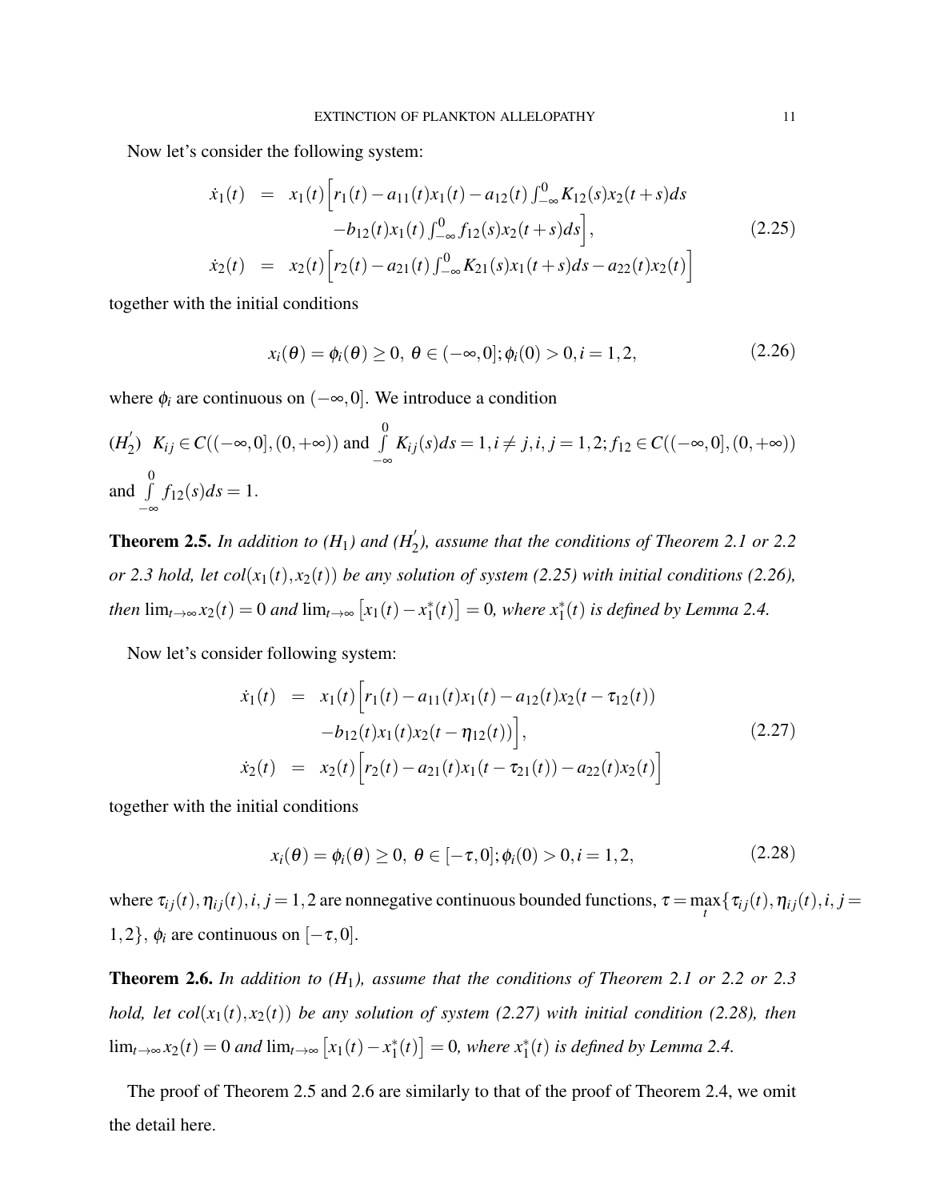Now let's consider the following system:

$$
\begin{aligned}
\dot{x}_1(t) &= x_1(t)\Big[r_1(t) - a_{11}(t)x_1(t) - a_{12}(t)\int_{-\infty}^{0} K_{12}(s)x_2(t+s)ds \\
&\qquad - b_{12}(t)x_1(t)\int_{-\infty}^{0} f_{12}(s)x_2(t+s)ds\Big], \\
\dot{x}_2(t) &= x_2(t)\Big[r_2(t) - a_{21}(t)\int_{-\infty}^{0} K_{21}(s)x_1(t+s)ds - a_{22}(t)x_2(t)\Big]
\end{aligned}
\tag{2.25}
$$

together with the initial conditions

$$
x_i(\theta) = \phi_i(\theta) \geq 0,\ \theta \in (-\infty, 0]; \phi_i(0) > 0, i = 1, 2, \tag{2.26}
$$

where $\phi_i$ are continuous on $(-\infty, 0]$. We introduce a condition

($H_2'$) $K_{ij} \in C((-\infty, 0], (0, +\infty))$ and $\int\limits_{-\infty}^{0} K_{ij}(s)ds = 1, i \neq j, i, j = 1, 2; f_{12} \in C((-\infty, 0], (0, +\infty))$ and $\int\limits_{-\infty}^{0} f_{12}(s)ds = 1$.

**Theorem 2.5.** *In addition to ($H_1$) and ($H_2'$), assume that the conditions of Theorem 2.1 or 2.2 or 2.3 hold, let $col(x_1(t), x_2(t))$ be any solution of system (2.25) with initial conditions (2.26), then $\lim_{t\to\infty} x_2(t) = 0$ and $\lim_{t\to\infty}\left[x_1(t) - x_1^*(t)\right] = 0$, where $x_1^*(t)$ is defined by Lemma 2.4.*

Now let's consider following system:

$$
\begin{aligned}
\dot{x}_1(t) &= x_1(t)\Big[r_1(t) - a_{11}(t)x_1(t) - a_{12}(t)x_2(t - \tau_{12}(t)) \\
&\qquad - b_{12}(t)x_1(t)x_2(t - \eta_{12}(t))\Big], \\
\dot{x}_2(t) &= x_2(t)\Big[r_2(t) - a_{21}(t)x_1(t - \tau_{21}(t)) - a_{22}(t)x_2(t)\Big]
\end{aligned}
\tag{2.27}
$$

together with the initial conditions

$$
x_i(\theta) = \phi_i(\theta) \geq 0,\ \theta \in [-\tau, 0]; \phi_i(0) > 0, i = 1, 2, \tag{2.28}
$$

where $\tau_{ij}(t), \eta_{ij}(t), i, j = 1, 2$ are nonnegative continuous bounded functions, $\tau = \max\limits_{t}\{\tau_{ij}(t), \eta_{ij}(t), i, j = 1, 2\}$, $\phi_i$ are continuous on $[-\tau, 0]$.

**Theorem 2.6.** *In addition to ($H_1$), assume that the conditions of Theorem 2.1 or 2.2 or 2.3 hold, let $col(x_1(t), x_2(t))$ be any solution of system (2.27) with initial condition (2.28), then $\lim_{t\to\infty} x_2(t) = 0$ and $\lim_{t\to\infty}\left[x_1(t) - x_1^*(t)\right] = 0$, where $x_1^*(t)$ is defined by Lemma 2.4.*

The proof of Theorem 2.5 and 2.6 are similarly to that of the proof of Theorem 2.4, we omit the detail here.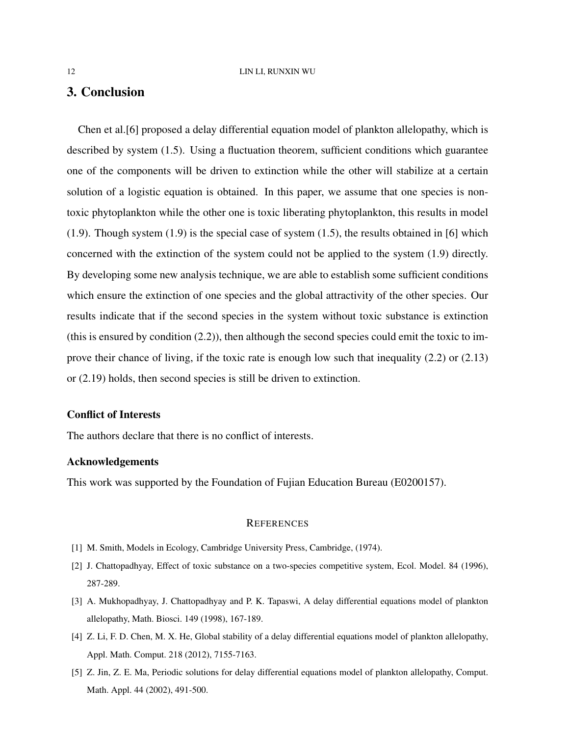# 3. Conclusion

Chen et al.[6] proposed a delay differential equation model of plankton allelopathy, which is described by system (1.5). Using a fluctuation theorem, sufficient conditions which guarantee one of the components will be driven to extinction while the other will stabilize at a certain solution of a logistic equation is obtained. In this paper, we assume that one species is non-toxic phytoplankton while the other one is toxic liberating phytoplankton, this results in model (1.9). Though system (1.9) is the special case of system (1.5), the results obtained in [6] which concerned with the extinction of the system could not be applied to the system (1.9) directly. By developing some new analysis technique, we are able to establish some sufficient conditions which ensure the extinction of one species and the global attractivity of the other species. Our results indicate that if the second species in the system without toxic substance is extinction (this is ensured by condition (2.2)), then although the second species could emit the toxic to improve their chance of living, if the toxic rate is enough low such that inequality (2.2) or (2.13) or (2.19) holds, then second species is still be driven to extinction.

### Conflict of Interests

The authors declare that there is no conflict of interests.

### Acknowledgements

This work was supported by the Foundation of Fujian Education Bureau (E0200157).

## References

[1] M. Smith, Models in Ecology, Cambridge University Press, Cambridge, (1974).

[2] J. Chattopadhyay, Effect of toxic substance on a two-species competitive system, Ecol. Model. 84 (1996), 287-289.

[3] A. Mukhopadhyay, J. Chattopadhyay and P. K. Tapaswi, A delay differential equations model of plankton allelopathy, Math. Biosci. 149 (1998), 167-189.

[4] Z. Li, F. D. Chen, M. X. He, Global stability of a delay differential equations model of plankton allelopathy, Appl. Math. Comput. 218 (2012), 7155-7163.

[5] Z. Jin, Z. E. Ma, Periodic solutions for delay differential equations model of plankton allelopathy, Comput. Math. Appl. 44 (2002), 491-500.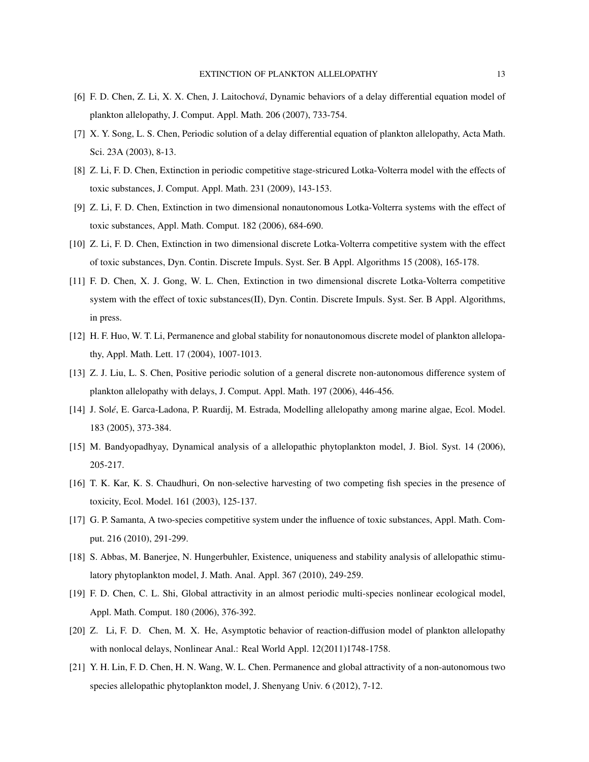[6] F. D. Chen, Z. Li, X. X. Chen, J. Laitochová, Dynamic behaviors of a delay differential equation model of plankton allelopathy, J. Comput. Appl. Math. 206 (2007), 733-754.

[7] X. Y. Song, L. S. Chen, Periodic solution of a delay differential equation of plankton allelopathy, Acta Math. Sci. 23A (2003), 8-13.

[8] Z. Li, F. D. Chen, Extinction in periodic competitive stage-stricured Lotka-Volterra model with the effects of toxic substances, J. Comput. Appl. Math. 231 (2009), 143-153.

[9] Z. Li, F. D. Chen, Extinction in two dimensional nonautonomous Lotka-Volterra systems with the effect of toxic substances, Appl. Math. Comput. 182 (2006), 684-690.

[10] Z. Li, F. D. Chen, Extinction in two dimensional discrete Lotka-Volterra competitive system with the effect of toxic substances, Dyn. Contin. Discrete Impuls. Syst. Ser. B Appl. Algorithms 15 (2008), 165-178.

[11] F. D. Chen, X. J. Gong, W. L. Chen, Extinction in two dimensional discrete Lotka-Volterra competitive system with the effect of toxic substances(II), Dyn. Contin. Discrete Impuls. Syst. Ser. B Appl. Algorithms, in press.

[12] H. F. Huo, W. T. Li, Permanence and global stability for nonautonomous discrete model of plankton allelopathy, Appl. Math. Lett. 17 (2004), 1007-1013.

[13] Z. J. Liu, L. S. Chen, Positive periodic solution of a general discrete non-autonomous difference system of plankton allelopathy with delays, J. Comput. Appl. Math. 197 (2006), 446-456.

[14] J. Solé, E. Garca-Ladona, P. Ruardij, M. Estrada, Modelling allelopathy among marine algae, Ecol. Model. 183 (2005), 373-384.

[15] M. Bandyopadhyay, Dynamical analysis of a allelopathic phytoplankton model, J. Biol. Syst. 14 (2006), 205-217.

[16] T. K. Kar, K. S. Chaudhuri, On non-selective harvesting of two competing fish species in the presence of toxicity, Ecol. Model. 161 (2003), 125-137.

[17] G. P. Samanta, A two-species competitive system under the influence of toxic substances, Appl. Math. Comput. 216 (2010), 291-299.

[18] S. Abbas, M. Banerjee, N. Hungerbuhler, Existence, uniqueness and stability analysis of allelopathic stimulatory phytoplankton model, J. Math. Anal. Appl. 367 (2010), 249-259.

[19] F. D. Chen, C. L. Shi, Global attractivity in an almost periodic multi-species nonlinear ecological model, Appl. Math. Comput. 180 (2006), 376-392.

[20] Z. Li, F. D. Chen, M. X. He, Asymptotic behavior of reaction-diffusion model of plankton allelopathy with nonlocal delays, Nonlinear Anal.: Real World Appl. 12(2011)1748-1758.

[21] Y. H. Lin, F. D. Chen, H. N. Wang, W. L. Chen. Permanence and global attractivity of a non-autonomous two species allelopathic phytoplankton model, J. Shenyang Univ. 6 (2012), 7-12.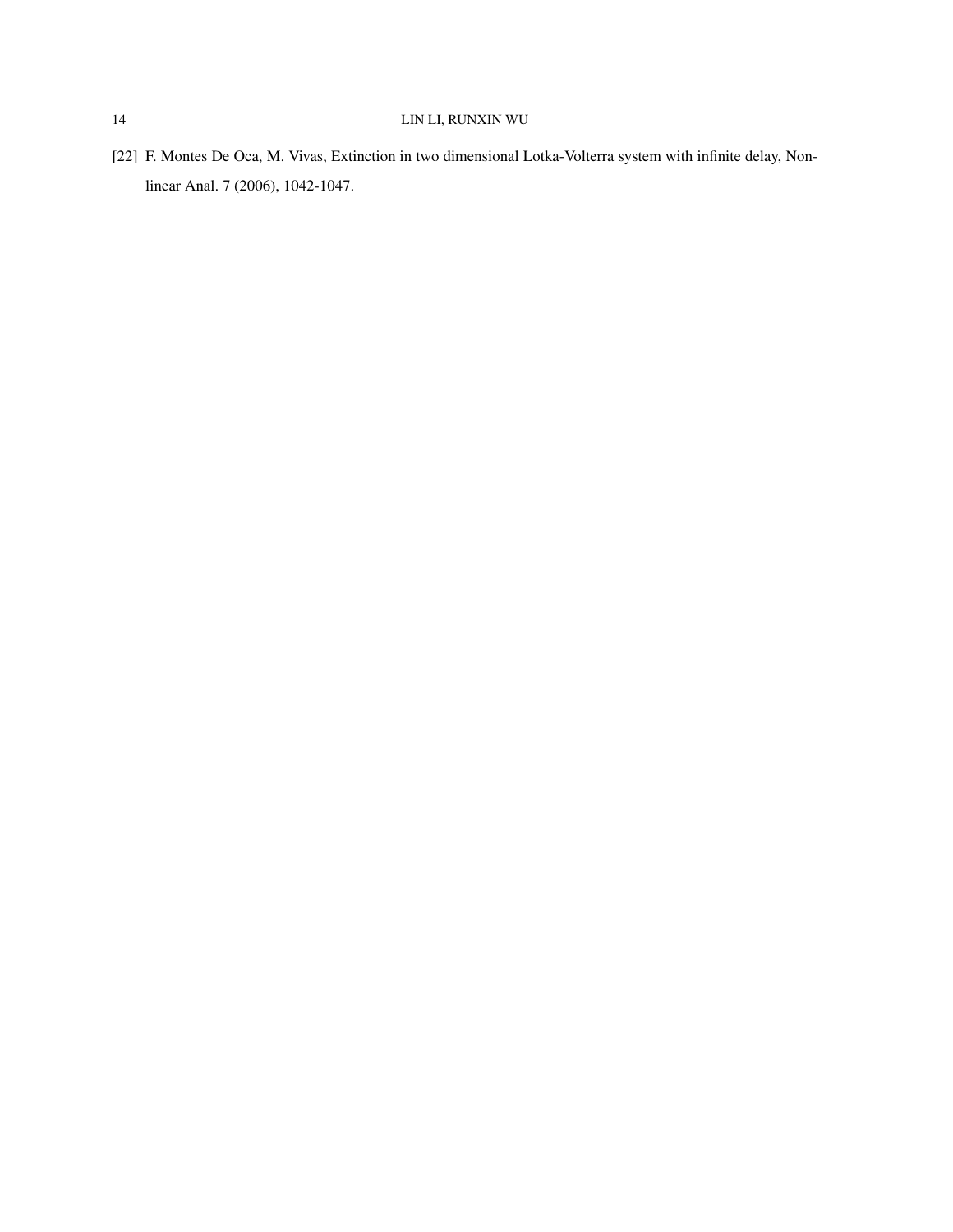[22] F. Montes De Oca, M. Vivas, Extinction in two dimensional Lotka-Volterra system with infinite delay, Nonlinear Anal. 7 (2006), 1042-1047.